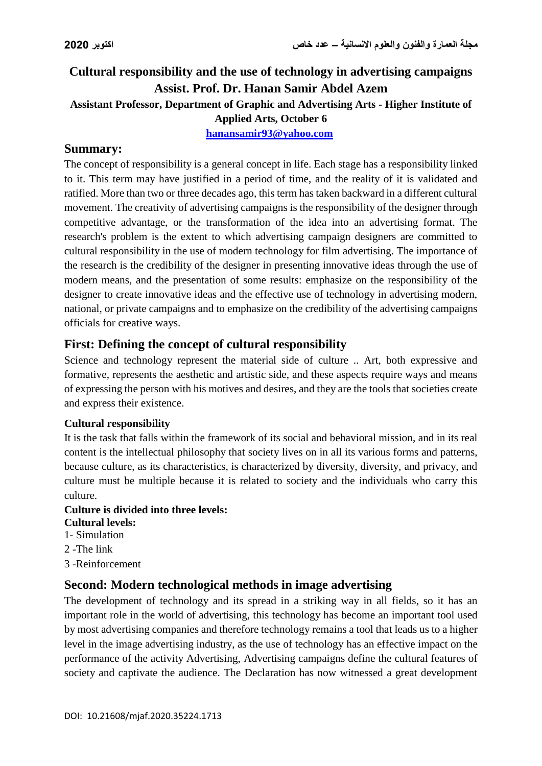# Cultural responsibility and the use of technology in advertising campaigns

**Assist. Prof. Dr. Hanan Samir Abdel Azem**

**Assistant Professor, Department of Graphic and Advertising Arts - Higher Institute of Applied Arts, October 6**

**hanansamir93@yahoo.com**

## Summary:

The concept of responsibility is a general concept in life. Each stage has a responsibility linked to it. This term may have justified in a period of time, and the reality of it is validated and ratified. More than two or three decades ago, this term has taken backward in a different cultural movement. The creativity of advertising campaigns is the responsibility of the designer through competitive advantage, or the transformation of the idea into an advertising format. The research's problem is the extent to which advertising campaign designers are committed to cultural responsibility in the use of modern technology for film advertising. The importance of the research is the credibility of the designer in presenting innovative ideas through the use of modern means, and the presentation of some results: emphasize on the responsibility of the designer to create innovative ideas and the effective use of technology in advertising modern, national, or private campaigns and to emphasize on the credibility of the advertising campaigns officials for creative ways.

## First: Defining the concept of cultural responsibility

Science and technology represent the material side of culture .. Art, both expressive and formative, represents the aesthetic and artistic side, and these aspects require ways and means of expressing the person with his motives and desires, and they are the tools that societies create and express their existence.

**Cultural responsibility**

It is the task that falls within the framework of its social and behavioral mission, and in its real content is the intellectual philosophy that society lives on in all its various forms and patterns, because culture, as its characteristics, is characterized by diversity, diversity, and privacy, and culture must be multiple because it is related to society and the individuals who carry this culture.

**Culture is divided into three levels:**

**Cultural levels:**

1- Simulation

2 -The link

3 -Reinforcement

## Second: Modern technological methods in image advertising

The development of technology and its spread in a striking way in all fields, so it has an important role in the world of advertising, this technology has become an important tool used by most advertising companies and therefore technology remains a tool that leads us to a higher level in the image advertising industry, as the use of technology has an effective impact on the performance of the activity Advertising, Advertising campaigns define the cultural features of society and captivate the audience. The Declaration has now witnessed a great development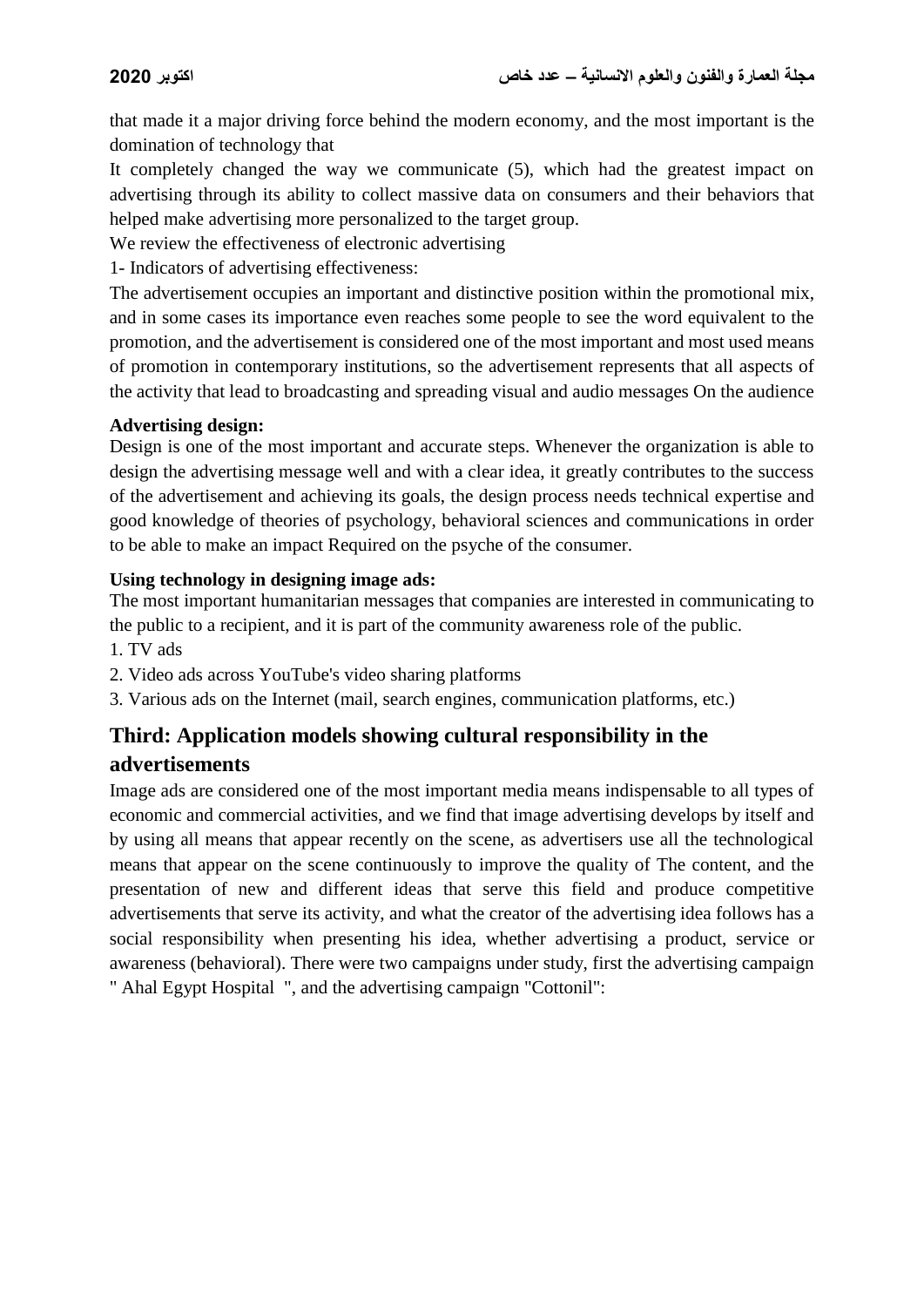that made it a major driving force behind the modern economy, and the most important is the domination of technology that

It completely changed the way we communicate (5), which had the greatest impact on advertising through its ability to collect massive data on consumers and their behaviors that helped make advertising more personalized to the target group.

We review the effectiveness of electronic advertising

1- Indicators of advertising effectiveness:

The advertisement occupies an important and distinctive position within the promotional mix, and in some cases its importance even reaches some people to see the word equivalent to the promotion, and the advertisement is considered one of the most important and most used means of promotion in contemporary institutions, so the advertisement represents that all aspects of the activity that lead to broadcasting and spreading visual and audio messages On the audience

**Advertising design:**

Design is one of the most important and accurate steps. Whenever the organization is able to design the advertising message well and with a clear idea, it greatly contributes to the success of the advertisement and achieving its goals, the design process needs technical expertise and good knowledge of theories of psychology, behavioral sciences and communications in order to be able to make an impact Required on the psyche of the consumer.

**Using technology in designing image ads:**

The most important humanitarian messages that companies are interested in communicating to the public to a recipient, and it is part of the community awareness role of the public.

1. TV ads
2. Video ads across YouTube's video sharing platforms
3. Various ads on the Internet (mail, search engines, communication platforms, etc.)

## Third: Application models showing cultural responsibility in the advertisements

Image ads are considered one of the most important media means indispensable to all types of economic and commercial activities, and we find that image advertising develops by itself and by using all means that appear recently on the scene, as advertisers use all the technological means that appear on the scene continuously to improve the quality of The content, and the presentation of new and different ideas that serve this field and produce competitive advertisements that serve its activity, and what the creator of the advertising idea follows has a social responsibility when presenting his idea, whether advertising a product, service or awareness (behavioral). There were two campaigns under study, first the advertising campaign " Ahal Egypt Hospital ", and the advertising campaign "Cottonil":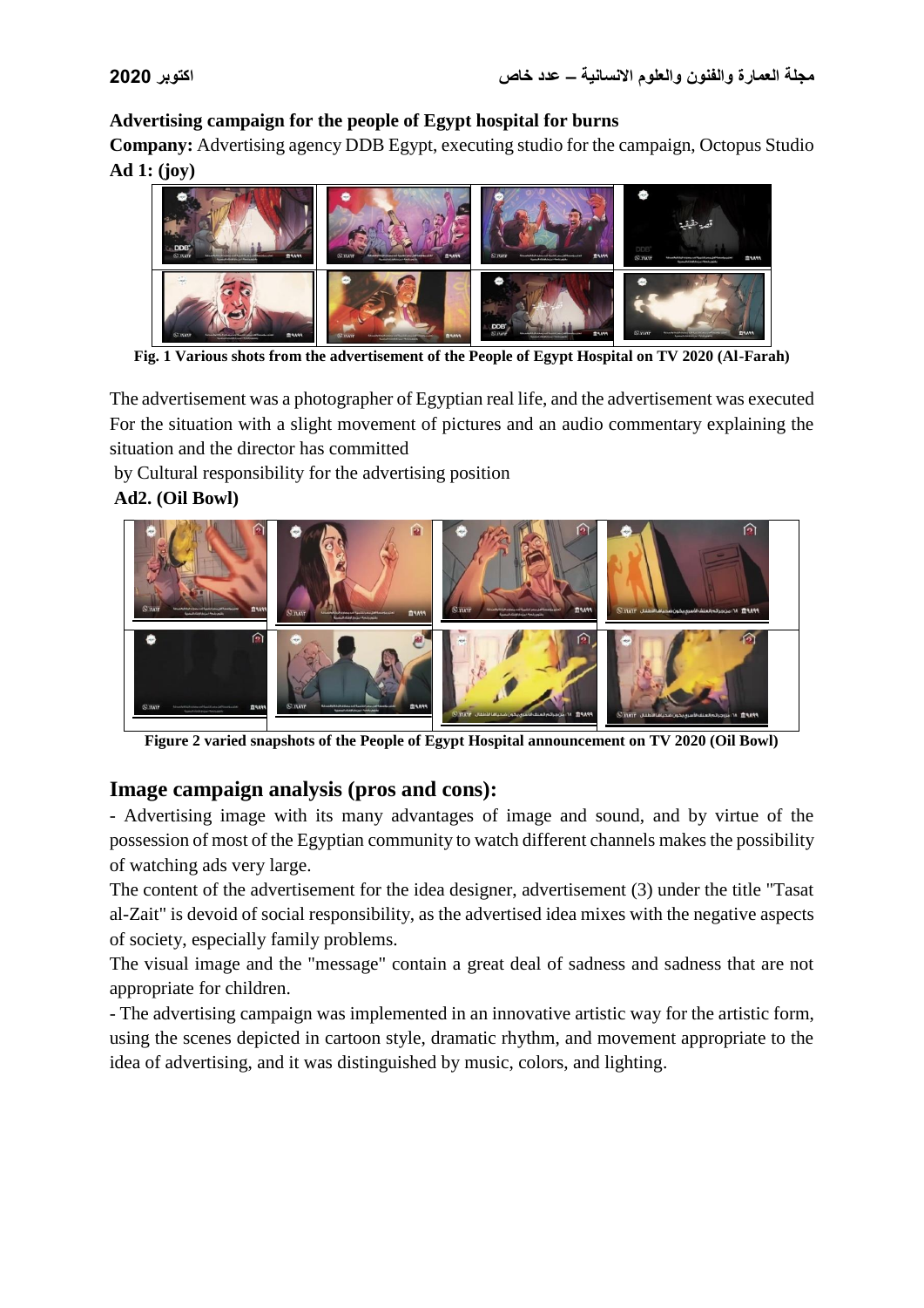**Advertising campaign for the people of Egypt hospital for burns**

**Company:** Advertising agency DDB Egypt, executing studio for the campaign, Octopus Studio

**Ad 1: (joy)**

**Fig. 1 Various shots from the advertisement of the People of Egypt Hospital on TV 2020 (Al-Farah)**

The advertisement was a photographer of Egyptian real life, and the advertisement was executed For the situation with a slight movement of pictures and an audio commentary explaining the situation and the director has committed

by Cultural responsibility for the advertising position

**Ad2. (Oil Bowl)**

**Figure 2 varied snapshots of the People of Egypt Hospital announcement on TV 2020 (Oil Bowl)**

## Image campaign analysis (pros and cons):

- Advertising image with its many advantages of image and sound, and by virtue of the possession of most of the Egyptian community to watch different channels makes the possibility of watching ads very large.

The content of the advertisement for the idea designer, advertisement (3) under the title "Tasat al-Zait" is devoid of social responsibility, as the advertised idea mixes with the negative aspects of society, especially family problems.

The visual image and the "message" contain a great deal of sadness and sadness that are not appropriate for children.

- The advertising campaign was implemented in an innovative artistic way for the artistic form, using the scenes depicted in cartoon style, dramatic rhythm, and movement appropriate to the idea of advertising, and it was distinguished by music, colors, and lighting.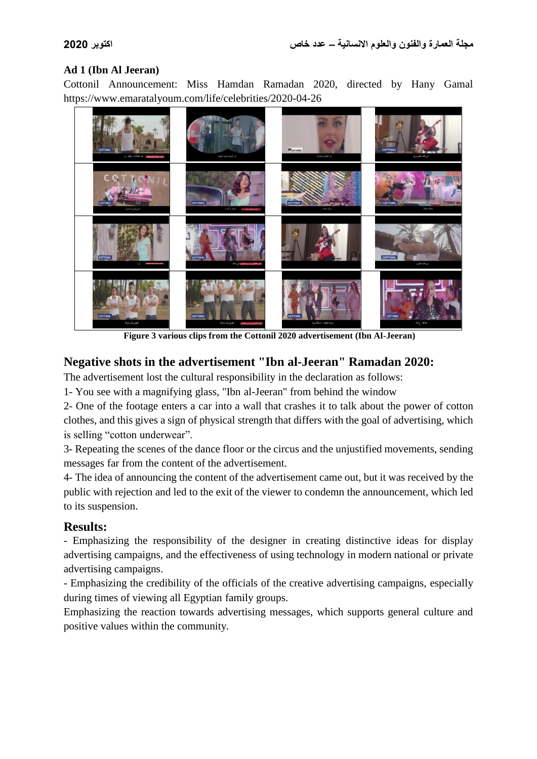**Ad 1 (Ibn Al Jeeran)**

Cottonil Announcement: Miss Hamdan Ramadan 2020, directed by Hany Gamal https://www.emaratalyoum.com/life/celebrities/2020-04-26

**Figure 3 various clips from the Cottonil 2020 advertisement (Ibn Al-Jeeran)**

## Negative shots in the advertisement "Ibn al-Jeeran" Ramadan 2020:

The advertisement lost the cultural responsibility in the declaration as follows:

1- You see with a magnifying glass, "Ibn al-Jeeran" from behind the window

2- One of the footage enters a car into a wall that crashes it to talk about the power of cotton clothes, and this gives a sign of physical strength that differs with the goal of advertising, which is selling "cotton underwear".

3- Repeating the scenes of the dance floor or the circus and the unjustified movements, sending messages far from the content of the advertisement.

4- The idea of announcing the content of the advertisement came out, but it was received by the public with rejection and led to the exit of the viewer to condemn the announcement, which led to its suspension.

## Results:

- Emphasizing the responsibility of the designer in creating distinctive ideas for display advertising campaigns, and the effectiveness of using technology in modern national or private advertising campaigns.
- Emphasizing the credibility of the officials of the creative advertising campaigns, especially during times of viewing all Egyptian family groups.

Emphasizing the reaction towards advertising messages, which supports general culture and positive values within the community.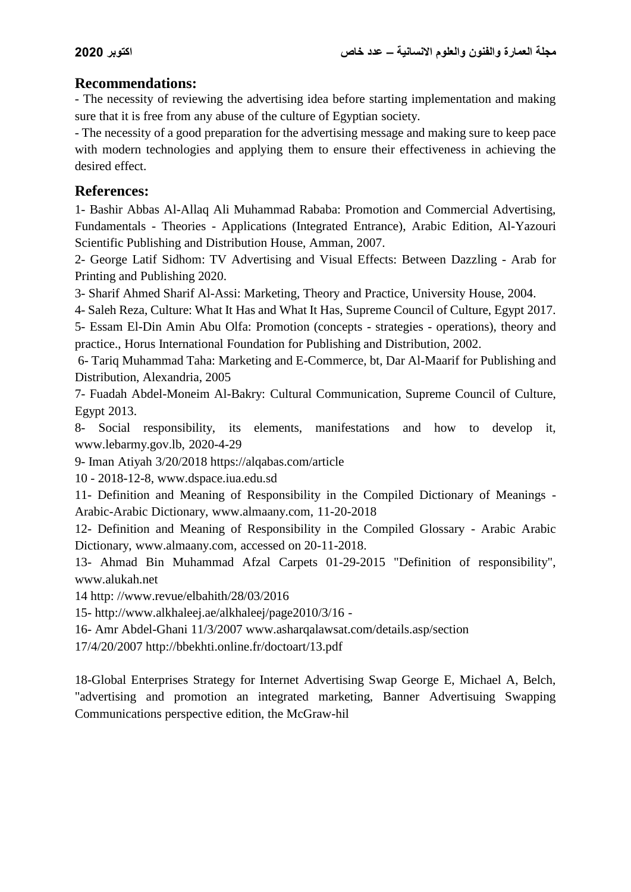## Recommendations:

- The necessity of reviewing the advertising idea before starting implementation and making sure that it is free from any abuse of the culture of Egyptian society.
- The necessity of a good preparation for the advertising message and making sure to keep pace with modern technologies and applying them to ensure their effectiveness in achieving the desired effect.

## References:

1- Bashir Abbas Al-Allaq Ali Muhammad Rababa: Promotion and Commercial Advertising, Fundamentals - Theories - Applications (Integrated Entrance), Arabic Edition, Al-Yazouri Scientific Publishing and Distribution House, Amman, 2007.

2- George Latif Sidhom: TV Advertising and Visual Effects: Between Dazzling - Arab for Printing and Publishing 2020.

3- Sharif Ahmed Sharif Al-Assi: Marketing, Theory and Practice, University House, 2004.

4- Saleh Reza, Culture: What It Has and What It Has, Supreme Council of Culture, Egypt 2017.

5- Essam El-Din Amin Abu Olfa: Promotion (concepts - strategies - operations), theory and practice., Horus International Foundation for Publishing and Distribution, 2002.

6- Tariq Muhammad Taha: Marketing and E-Commerce, bt, Dar Al-Maarif for Publishing and Distribution, Alexandria, 2005

7- Fuadah Abdel-Moneim Al-Bakry: Cultural Communication, Supreme Council of Culture, Egypt 2013.

8- Social responsibility, its elements, manifestations and how to develop it, www.lebarmy.gov.lb, 2020-4-29

9- Iman Atiyah 3/20/2018 https://alqabas.com/article

10 - 2018-12-8, www.dspace.iua.edu.sd

11- Definition and Meaning of Responsibility in the Compiled Dictionary of Meanings - Arabic-Arabic Dictionary, www.almaany.com, 11-20-2018

12- Definition and Meaning of Responsibility in the Compiled Glossary - Arabic Arabic Dictionary, www.almaany.com, accessed on 20-11-2018.

13- Ahmad Bin Muhammad Afzal Carpets 01-29-2015 "Definition of responsibility", www.alukah.net

14 http: //www.revue/elbahith/28/03/2016

15- http://www.alkhaleej.ae/alkhaleej/page2010/3/16 -

16- Amr Abdel-Ghani 11/3/2007 www.asharqalawsat.com/details.asp/section

17/4/20/2007 http://bbekhti.online.fr/doctoart/13.pdf

18-Global Enterprises Strategy for Internet Advertising Swap George E, Michael A, Belch, "advertising and promotion an integrated marketing, Banner Advertisuing Swapping Communications perspective edition, the McGraw-hil